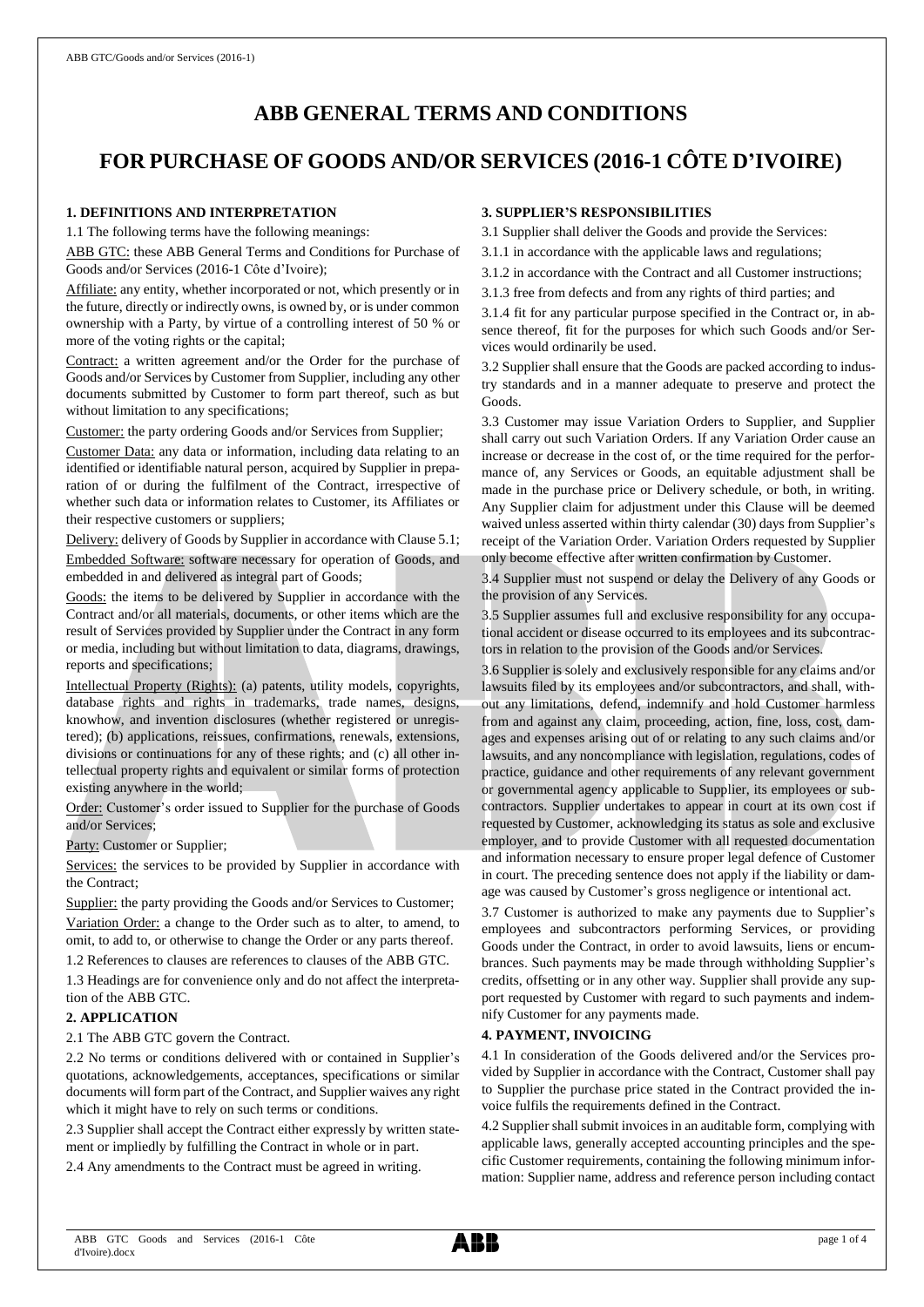# ABB GENERAL TERMS AND CONDITIONS

# FOR PURCHASE OF GOODS AND/OR SERVICES (2016-1 CÔTE D'IVOIRE)

## 1. DEFINITIONS AND INTERPRETATION

1.1 The following terms have the following meanings:

ABB GTC: these ABB General Terms and Conditions for Purchase of Goods and/or Services (2016-1 Côte d'Ivoire);

Affiliate: any entity, whether incorporated or not, which presently or in the future, directly or indirectly owns, is owned by, or is under common ownership with a Party, by virtue of a controlling interest of 50 % or more of the voting rights or the capital;

Contract: a written agreement and/or the Order for the purchase of Goods and/or Services by Customer from Supplier, including any other documents submitted by Customer to form part thereof, such as but without limitation to any specifications;

Customer: the party ordering Goods and/or Services from Supplier;

Customer Data: any data or information, including data relating to an identified or identifiable natural person, acquired by Supplier in preparation of or during the fulfilment of the Contract, irrespective of whether such data or information relates to Customer, its Affiliates or their respective customers or suppliers;

Delivery: delivery of Goods by Supplier in accordance with Clause 5.1;

Embedded Software: software necessary for operation of Goods, and embedded in and delivered as integral part of Goods;

Goods: the items to be delivered by Supplier in accordance with the Contract and/or all materials, documents, or other items which are the result of Services provided by Supplier under the Contract in any form or media, including but without limitation to data, diagrams, drawings, reports and specifications;

Intellectual Property (Rights): (a) patents, utility models, copyrights, database rights and rights in trademarks, trade names, designs, knowhow, and invention disclosures (whether registered or unregistered); (b) applications, reissues, confirmations, renewals, extensions, divisions or continuations for any of these rights; and (c) all other intellectual property rights and equivalent or similar forms of protection existing anywhere in the world;

Order: Customer's order issued to Supplier for the purchase of Goods and/or Services;

Party: Customer or Supplier;

Services: the services to be provided by Supplier in accordance with the Contract;

Supplier: the party providing the Goods and/or Services to Customer;

Variation Order: a change to the Order such as to alter, to amend, to omit, to add to, or otherwise to change the Order or any parts thereof.

1.2 References to clauses are references to clauses of the ABB GTC.

1.3 Headings are for convenience only and do not affect the interpretation of the ABB GTC.

## 2. APPLICATION

2.1 The ABB GTC govern the Contract.

2.2 No terms or conditions delivered with or contained in Supplier's quotations, acknowledgements, acceptances, specifications or similar documents will form part of the Contract, and Supplier waives any right which it might have to rely on such terms or conditions.

2.3 Supplier shall accept the Contract either expressly by written statement or impliedly by fulfilling the Contract in whole or in part.

2.4 Any amendments to the Contract must be agreed in writing.

## 3. SUPPLIER'S RESPONSIBILITIES

3.1 Supplier shall deliver the Goods and provide the Services:

3.1.1 in accordance with the applicable laws and regulations;

3.1.2 in accordance with the Contract and all Customer instructions;

3.1.3 free from defects and from any rights of third parties; and

3.1.4 fit for any particular purpose specified in the Contract or, in absence thereof, fit for the purposes for which such Goods and/or Services would ordinarily be used.

3.2 Supplier shall ensure that the Goods are packed according to industry standards and in a manner adequate to preserve and protect the Goods.

3.3 Customer may issue Variation Orders to Supplier, and Supplier shall carry out such Variation Orders. If any Variation Order cause an increase or decrease in the cost of, or the time required for the performance of, any Services or Goods, an equitable adjustment shall be made in the purchase price or Delivery schedule, or both, in writing. Any Supplier claim for adjustment under this Clause will be deemed waived unless asserted within thirty calendar (30) days from Supplier's receipt of the Variation Order. Variation Orders requested by Supplier only become effective after written confirmation by Customer.

3.4 Supplier must not suspend or delay the Delivery of any Goods or the provision of any Services.

3.5 Supplier assumes full and exclusive responsibility for any occupational accident or disease occurred to its employees and its subcontractors in relation to the provision of the Goods and/or Services.

3.6 Supplier is solely and exclusively responsible for any claims and/or lawsuits filed by its employees and/or subcontractors, and shall, without any limitations, defend, indemnify and hold Customer harmless from and against any claim, proceeding, action, fine, loss, cost, damages and expenses arising out of or relating to any such claims and/or lawsuits, and any noncompliance with legislation, regulations, codes of practice, guidance and other requirements of any relevant government or governmental agency applicable to Supplier, its employees or subcontractors. Supplier undertakes to appear in court at its own cost if requested by Customer, acknowledging its status as sole and exclusive employer, and to provide Customer with all requested documentation and information necessary to ensure proper legal defence of Customer in court. The preceding sentence does not apply if the liability or damage was caused by Customer's gross negligence or intentional act.

3.7 Customer is authorized to make any payments due to Supplier's employees and subcontractors performing Services, or providing Goods under the Contract, in order to avoid lawsuits, liens or encumbrances. Such payments may be made through withholding Supplier's credits, offsetting or in any other way. Supplier shall provide any support requested by Customer with regard to such payments and indemnify Customer for any payments made.

## 4. PAYMENT, INVOICING

4.1 In consideration of the Goods delivered and/or the Services provided by Supplier in accordance with the Contract, Customer shall pay to Supplier the purchase price stated in the Contract provided the invoice fulfils the requirements defined in the Contract.

4.2 Supplier shall submit invoices in an auditable form, complying with applicable laws, generally accepted accounting principles and the specific Customer requirements, containing the following minimum information: Supplier name, address and reference person including contact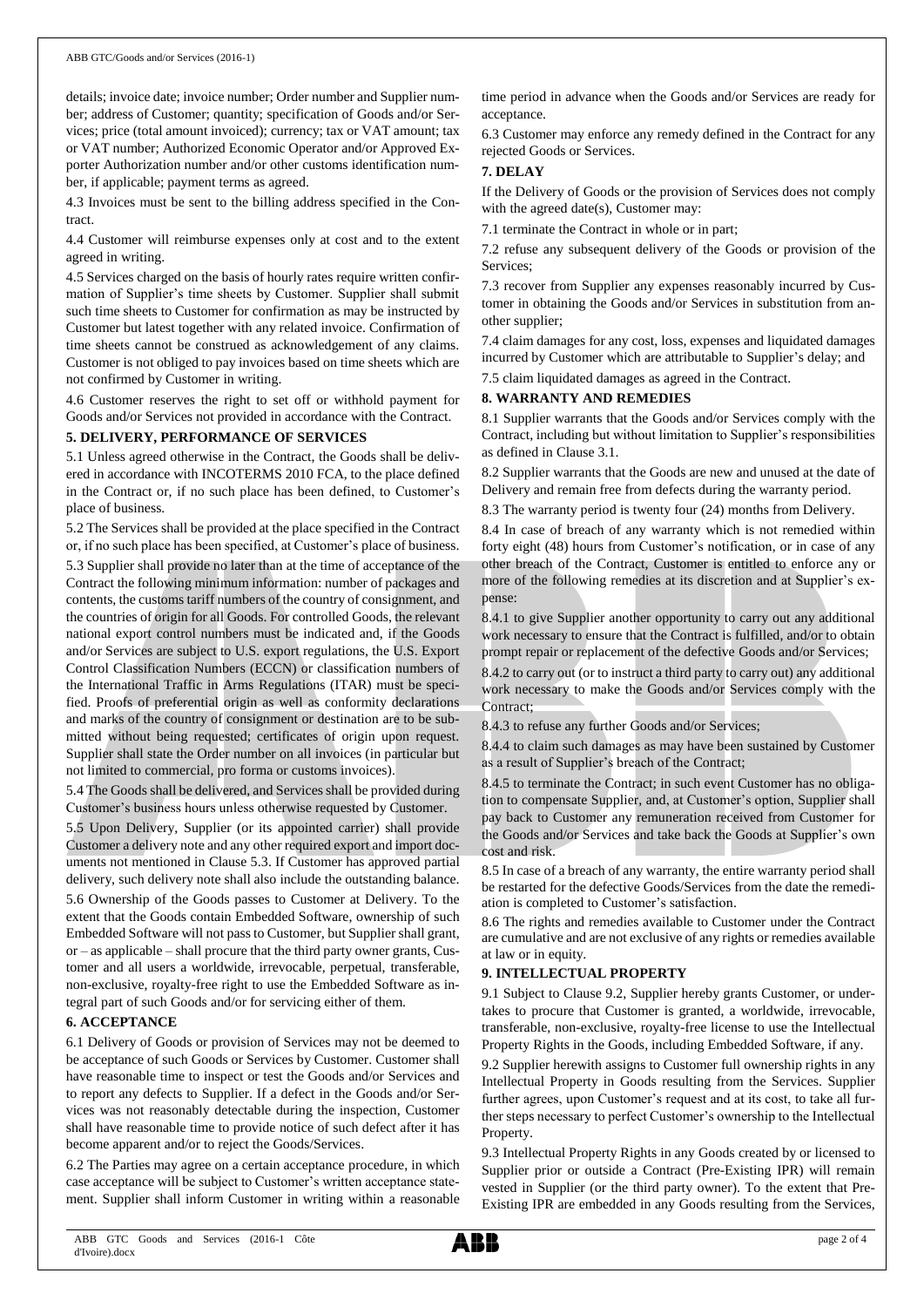details; invoice date; invoice number; Order number and Supplier number; address of Customer; quantity; specification of Goods and/or Services; price (total amount invoiced); currency; tax or VAT amount; tax or VAT number; Authorized Economic Operator and/or Approved Exporter Authorization number and/or other customs identification number, if applicable; payment terms as agreed.

4.3 Invoices must be sent to the billing address specified in the Contract.

4.4 Customer will reimburse expenses only at cost and to the extent agreed in writing.

4.5 Services charged on the basis of hourly rates require written confirmation of Supplier's time sheets by Customer. Supplier shall submit such time sheets to Customer for confirmation as may be instructed by Customer but latest together with any related invoice. Confirmation of time sheets cannot be construed as acknowledgement of any claims. Customer is not obliged to pay invoices based on time sheets which are not confirmed by Customer in writing.

4.6 Customer reserves the right to set off or withhold payment for Goods and/or Services not provided in accordance with the Contract.

## 5. DELIVERY, PERFORMANCE OF SERVICES

5.1 Unless agreed otherwise in the Contract, the Goods shall be delivered in accordance with INCOTERMS 2010 FCA, to the place defined in the Contract or, if no such place has been defined, to Customer's place of business.

5.2 The Services shall be provided at the place specified in the Contract or, if no such place has been specified, at Customer's place of business.

5.3 Supplier shall provide no later than at the time of acceptance of the Contract the following minimum information: number of packages and contents, the customs tariff numbers of the country of consignment, and the countries of origin for all Goods. For controlled Goods, the relevant national export control numbers must be indicated and, if the Goods and/or Services are subject to U.S. export regulations, the U.S. Export Control Classification Numbers (ECCN) or classification numbers of the International Traffic in Arms Regulations (ITAR) must be specified. Proofs of preferential origin as well as conformity declarations and marks of the country of consignment or destination are to be submitted without being requested; certificates of origin upon request. Supplier shall state the Order number on all invoices (in particular but not limited to commercial, pro forma or customs invoices).

5.4 The Goods shall be delivered, and Services shall be provided during Customer's business hours unless otherwise requested by Customer.

5.5 Upon Delivery, Supplier (or its appointed carrier) shall provide Customer a delivery note and any other required export and import documents not mentioned in Clause 5.3. If Customer has approved partial delivery, such delivery note shall also include the outstanding balance.

5.6 Ownership of the Goods passes to Customer at Delivery. To the extent that the Goods contain Embedded Software, ownership of such Embedded Software will not pass to Customer, but Supplier shall grant, or – as applicable – shall procure that the third party owner grants, Customer and all users a worldwide, irrevocable, perpetual, transferable, non-exclusive, royalty-free right to use the Embedded Software as integral part of such Goods and/or for servicing either of them.

## 6. ACCEPTANCE

6.1 Delivery of Goods or provision of Services may not be deemed to be acceptance of such Goods or Services by Customer. Customer shall have reasonable time to inspect or test the Goods and/or Services and to report any defects to Supplier. If a defect in the Goods and/or Services was not reasonably detectable during the inspection, Customer shall have reasonable time to provide notice of such defect after it has become apparent and/or to reject the Goods/Services.

6.2 The Parties may agree on a certain acceptance procedure, in which case acceptance will be subject to Customer's written acceptance statement. Supplier shall inform Customer in writing within a reasonable time period in advance when the Goods and/or Services are ready for acceptance.

6.3 Customer may enforce any remedy defined in the Contract for any rejected Goods or Services.

## 7. DELAY

If the Delivery of Goods or the provision of Services does not comply with the agreed date(s), Customer may:

7.1 terminate the Contract in whole or in part;

7.2 refuse any subsequent delivery of the Goods or provision of the Services;

7.3 recover from Supplier any expenses reasonably incurred by Customer in obtaining the Goods and/or Services in substitution from another supplier;

7.4 claim damages for any cost, loss, expenses and liquidated damages incurred by Customer which are attributable to Supplier's delay; and

7.5 claim liquidated damages as agreed in the Contract.

## 8. WARRANTY AND REMEDIES

8.1 Supplier warrants that the Goods and/or Services comply with the Contract, including but without limitation to Supplier's responsibilities as defined in Clause 3.1.

8.2 Supplier warrants that the Goods are new and unused at the date of Delivery and remain free from defects during the warranty period.

8.3 The warranty period is twenty four (24) months from Delivery.

8.4 In case of breach of any warranty which is not remedied within forty eight (48) hours from Customer's notification, or in case of any other breach of the Contract, Customer is entitled to enforce any or more of the following remedies at its discretion and at Supplier's expense:

8.4.1 to give Supplier another opportunity to carry out any additional work necessary to ensure that the Contract is fulfilled, and/or to obtain prompt repair or replacement of the defective Goods and/or Services;

8.4.2 to carry out (or to instruct a third party to carry out) any additional work necessary to make the Goods and/or Services comply with the Contract;

8.4.3 to refuse any further Goods and/or Services;

8.4.4 to claim such damages as may have been sustained by Customer as a result of Supplier's breach of the Contract;

8.4.5 to terminate the Contract; in such event Customer has no obligation to compensate Supplier, and, at Customer's option, Supplier shall pay back to Customer any remuneration received from Customer for the Goods and/or Services and take back the Goods at Supplier's own cost and risk.

8.5 In case of a breach of any warranty, the entire warranty period shall be restarted for the defective Goods/Services from the date the remediation is completed to Customer's satisfaction.

8.6 The rights and remedies available to Customer under the Contract are cumulative and are not exclusive of any rights or remedies available at law or in equity.

## 9. INTELLECTUAL PROPERTY

9.1 Subject to Clause 9.2, Supplier hereby grants Customer, or undertakes to procure that Customer is granted, a worldwide, irrevocable, transferable, non-exclusive, royalty-free license to use the Intellectual Property Rights in the Goods, including Embedded Software, if any.

9.2 Supplier herewith assigns to Customer full ownership rights in any Intellectual Property in Goods resulting from the Services. Supplier further agrees, upon Customer's request and at its cost, to take all further steps necessary to perfect Customer's ownership to the Intellectual Property.

9.3 Intellectual Property Rights in any Goods created by or licensed to Supplier prior or outside a Contract (Pre-Existing IPR) will remain vested in Supplier (or the third party owner). To the extent that Pre-Existing IPR are embedded in any Goods resulting from the Services,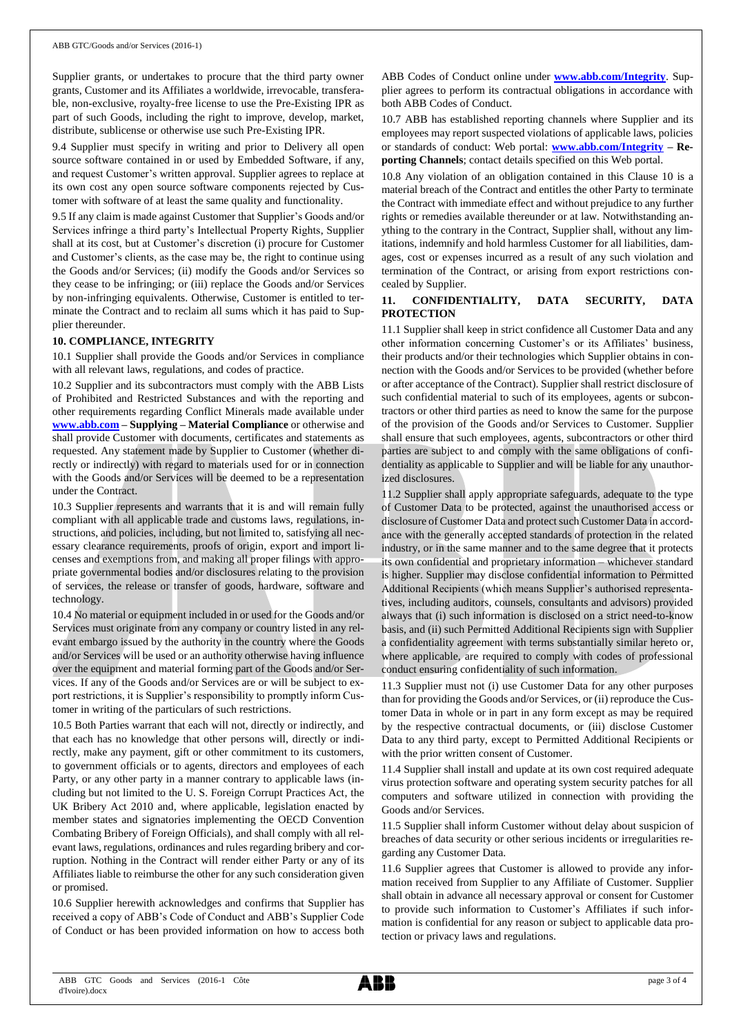Supplier grants, or undertakes to procure that the third party owner grants, Customer and its Affiliates a worldwide, irrevocable, transferable, non-exclusive, royalty-free license to use the Pre-Existing IPR as part of such Goods, including the right to improve, develop, market, distribute, sublicense or otherwise use such Pre-Existing IPR.

9.4 Supplier must specify in writing and prior to Delivery all open source software contained in or used by Embedded Software, if any, and request Customer's written approval. Supplier agrees to replace at its own cost any open source software components rejected by Customer with software of at least the same quality and functionality.

9.5 If any claim is made against Customer that Supplier's Goods and/or Services infringe a third party's Intellectual Property Rights, Supplier shall at its cost, but at Customer's discretion (i) procure for Customer and Customer's clients, as the case may be, the right to continue using the Goods and/or Services; (ii) modify the Goods and/or Services so they cease to be infringing; or (iii) replace the Goods and/or Services by non-infringing equivalents. Otherwise, Customer is entitled to terminate the Contract and to reclaim all sums which it has paid to Supplier thereunder.

## 10. COMPLIANCE, INTEGRITY

10.1 Supplier shall provide the Goods and/or Services in compliance with all relevant laws, regulations, and codes of practice.

10.2 Supplier and its subcontractors must comply with the ABB Lists of Prohibited and Restricted Substances and with the reporting and other requirements regarding Conflict Minerals made available under **www.abb.com – Supplying – Material Compliance** or otherwise and shall provide Customer with documents, certificates and statements as requested. Any statement made by Supplier to Customer (whether directly or indirectly) with regard to materials used for or in connection with the Goods and/or Services will be deemed to be a representation under the Contract.

10.3 Supplier represents and warrants that it is and will remain fully compliant with all applicable trade and customs laws, regulations, instructions, and policies, including, but not limited to, satisfying all necessary clearance requirements, proofs of origin, export and import licenses and exemptions from, and making all proper filings with appropriate governmental bodies and/or disclosures relating to the provision of services, the release or transfer of goods, hardware, software and technology.

10.4 No material or equipment included in or used for the Goods and/or Services must originate from any company or country listed in any relevant embargo issued by the authority in the country where the Goods and/or Services will be used or an authority otherwise having influence over the equipment and material forming part of the Goods and/or Services. If any of the Goods and/or Services are or will be subject to export restrictions, it is Supplier's responsibility to promptly inform Customer in writing of the particulars of such restrictions.

10.5 Both Parties warrant that each will not, directly or indirectly, and that each has no knowledge that other persons will, directly or indirectly, make any payment, gift or other commitment to its customers, to government officials or to agents, directors and employees of each Party, or any other party in a manner contrary to applicable laws (including but not limited to the U. S. Foreign Corrupt Practices Act, the UK Bribery Act 2010 and, where applicable, legislation enacted by member states and signatories implementing the OECD Convention Combating Bribery of Foreign Officials), and shall comply with all relevant laws, regulations, ordinances and rules regarding bribery and corruption. Nothing in the Contract will render either Party or any of its Affiliates liable to reimburse the other for any such consideration given or promised.

10.6 Supplier herewith acknowledges and confirms that Supplier has received a copy of ABB's Code of Conduct and ABB's Supplier Code of Conduct or has been provided information on how to access both ABB Codes of Conduct online under **www.abb.com/Integrity**. Supplier agrees to perform its contractual obligations in accordance with both ABB Codes of Conduct.

10.7 ABB has established reporting channels where Supplier and its employees may report suspected violations of applicable laws, policies or standards of conduct: Web portal: **www.abb.com/Integrity – Reporting Channels**; contact details specified on this Web portal.

10.8 Any violation of an obligation contained in this Clause 10 is a material breach of the Contract and entitles the other Party to terminate the Contract with immediate effect and without prejudice to any further rights or remedies available thereunder or at law. Notwithstanding anything to the contrary in the Contract, Supplier shall, without any limitations, indemnify and hold harmless Customer for all liabilities, damages, cost or expenses incurred as a result of any such violation and termination of the Contract, or arising from export restrictions concealed by Supplier.

## 11. CONFIDENTIALITY, DATA SECURITY, DATA PROTECTION

11.1 Supplier shall keep in strict confidence all Customer Data and any other information concerning Customer's or its Affiliates' business, their products and/or their technologies which Supplier obtains in connection with the Goods and/or Services to be provided (whether before or after acceptance of the Contract). Supplier shall restrict disclosure of such confidential material to such of its employees, agents or subcontractors or other third parties as need to know the same for the purpose of the provision of the Goods and/or Services to Customer. Supplier shall ensure that such employees, agents, subcontractors or other third parties are subject to and comply with the same obligations of confidentiality as applicable to Supplier and will be liable for any unauthorized disclosures.

11.2 Supplier shall apply appropriate safeguards, adequate to the type of Customer Data to be protected, against the unauthorised access or disclosure of Customer Data and protect such Customer Data in accordance with the generally accepted standards of protection in the related industry, or in the same manner and to the same degree that it protects its own confidential and proprietary information – whichever standard is higher. Supplier may disclose confidential information to Permitted Additional Recipients (which means Supplier's authorised representatives, including auditors, counsels, consultants and advisors) provided always that (i) such information is disclosed on a strict need-to-know basis, and (ii) such Permitted Additional Recipients sign with Supplier a confidentiality agreement with terms substantially similar hereto or, where applicable, are required to comply with codes of professional conduct ensuring confidentiality of such information.

11.3 Supplier must not (i) use Customer Data for any other purposes than for providing the Goods and/or Services, or (ii) reproduce the Customer Data in whole or in part in any form except as may be required by the respective contractual documents, or (iii) disclose Customer Data to any third party, except to Permitted Additional Recipients or with the prior written consent of Customer.

11.4 Supplier shall install and update at its own cost required adequate virus protection software and operating system security patches for all computers and software utilized in connection with providing the Goods and/or Services.

11.5 Supplier shall inform Customer without delay about suspicion of breaches of data security or other serious incidents or irregularities regarding any Customer Data.

11.6 Supplier agrees that Customer is allowed to provide any information received from Supplier to any Affiliate of Customer. Supplier shall obtain in advance all necessary approval or consent for Customer to provide such information to Customer's Affiliates if such information is confidential for any reason or subject to applicable data protection or privacy laws and regulations.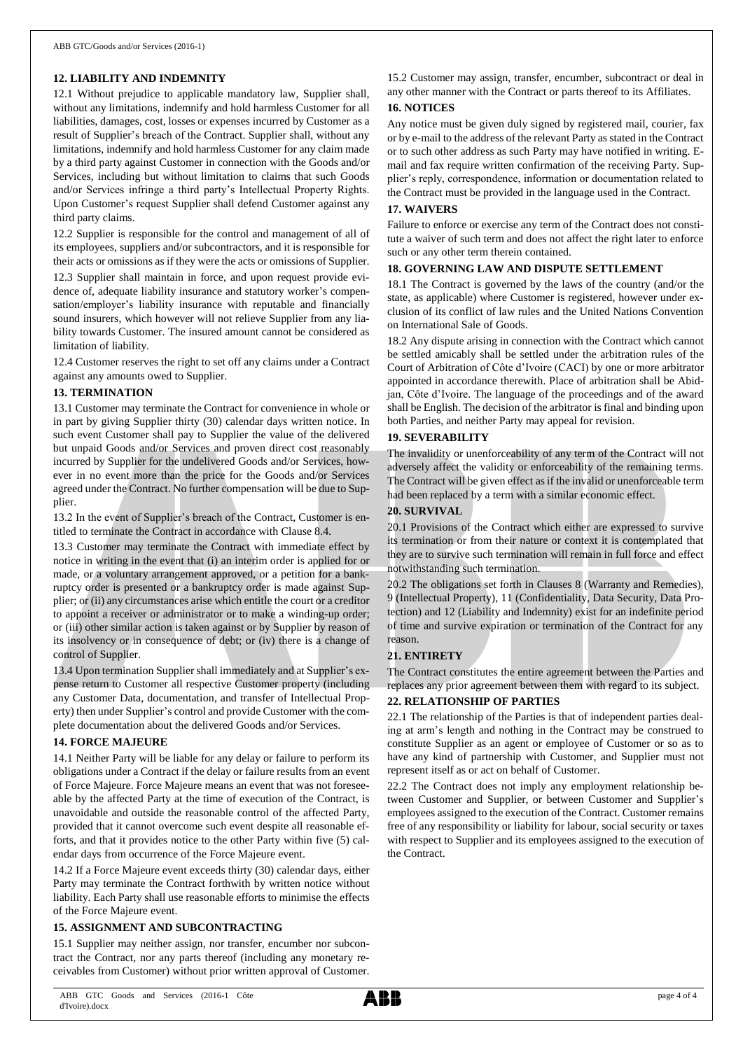## 12. LIABILITY AND INDEMNITY

12.1 Without prejudice to applicable mandatory law, Supplier shall, without any limitations, indemnify and hold harmless Customer for all liabilities, damages, cost, losses or expenses incurred by Customer as a result of Supplier's breach of the Contract. Supplier shall, without any limitations, indemnify and hold harmless Customer for any claim made by a third party against Customer in connection with the Goods and/or Services, including but without limitation to claims that such Goods and/or Services infringe a third party's Intellectual Property Rights. Upon Customer's request Supplier shall defend Customer against any third party claims.

12.2 Supplier is responsible for the control and management of all of its employees, suppliers and/or subcontractors, and it is responsible for their acts or omissions as if they were the acts or omissions of Supplier.

12.3 Supplier shall maintain in force, and upon request provide evidence of, adequate liability insurance and statutory worker's compensation/employer's liability insurance with reputable and financially sound insurers, which however will not relieve Supplier from any liability towards Customer. The insured amount cannot be considered as limitation of liability.

12.4 Customer reserves the right to set off any claims under a Contract against any amounts owed to Supplier.

## 13. TERMINATION

13.1 Customer may terminate the Contract for convenience in whole or in part by giving Supplier thirty (30) calendar days written notice. In such event Customer shall pay to Supplier the value of the delivered but unpaid Goods and/or Services and proven direct cost reasonably incurred by Supplier for the undelivered Goods and/or Services, however in no event more than the price for the Goods and/or Services agreed under the Contract. No further compensation will be due to Supplier.

13.2 In the event of Supplier's breach of the Contract, Customer is entitled to terminate the Contract in accordance with Clause 8.4.

13.3 Customer may terminate the Contract with immediate effect by notice in writing in the event that (i) an interim order is applied for or made, or a voluntary arrangement approved, or a petition for a bankruptcy order is presented or a bankruptcy order is made against Supplier; or (ii) any circumstances arise which entitle the court or a creditor to appoint a receiver or administrator or to make a winding-up order; or (iii) other similar action is taken against or by Supplier by reason of its insolvency or in consequence of debt; or (iv) there is a change of control of Supplier.

13.4 Upon termination Supplier shall immediately and at Supplier's expense return to Customer all respective Customer property (including any Customer Data, documentation, and transfer of Intellectual Property) then under Supplier's control and provide Customer with the complete documentation about the delivered Goods and/or Services.

## 14. FORCE MAJEURE

14.1 Neither Party will be liable for any delay or failure to perform its obligations under a Contract if the delay or failure results from an event of Force Majeure. Force Majeure means an event that was not foreseeable by the affected Party at the time of execution of the Contract, is unavoidable and outside the reasonable control of the affected Party, provided that it cannot overcome such event despite all reasonable efforts, and that it provides notice to the other Party within five (5) calendar days from occurrence of the Force Majeure event.

14.2 If a Force Majeure event exceeds thirty (30) calendar days, either Party may terminate the Contract forthwith by written notice without liability. Each Party shall use reasonable efforts to minimise the effects of the Force Majeure event.

## 15. ASSIGNMENT AND SUBCONTRACTING

15.1 Supplier may neither assign, nor transfer, encumber nor subcontract the Contract, nor any parts thereof (including any monetary receivables from Customer) without prior written approval of Customer.

15.2 Customer may assign, transfer, encumber, subcontract or deal in any other manner with the Contract or parts thereof to its Affiliates.

## 16. NOTICES

Any notice must be given duly signed by registered mail, courier, fax or by e-mail to the address of the relevant Party as stated in the Contract or to such other address as such Party may have notified in writing. E-mail and fax require written confirmation of the receiving Party. Supplier's reply, correspondence, information or documentation related to the Contract must be provided in the language used in the Contract.

## 17. WAIVERS

Failure to enforce or exercise any term of the Contract does not constitute a waiver of such term and does not affect the right later to enforce such or any other term therein contained.

## 18. GOVERNING LAW AND DISPUTE SETTLEMENT

18.1 The Contract is governed by the laws of the country (and/or the state, as applicable) where Customer is registered, however under exclusion of its conflict of law rules and the United Nations Convention on International Sale of Goods.

18.2 Any dispute arising in connection with the Contract which cannot be settled amicably shall be settled under the arbitration rules of the Court of Arbitration of Côte d'Ivoire (CACI) by one or more arbitrator appointed in accordance therewith. Place of arbitration shall be Abidjan, Côte d'Ivoire. The language of the proceedings and of the award shall be English. The decision of the arbitrator is final and binding upon both Parties, and neither Party may appeal for revision.

## 19. SEVERABILITY

The invalidity or unenforceability of any term of the Contract will not adversely affect the validity or enforceability of the remaining terms. The Contract will be given effect as if the invalid or unenforceable term had been replaced by a term with a similar economic effect.

## 20. SURVIVAL

20.1 Provisions of the Contract which either are expressed to survive its termination or from their nature or context it is contemplated that they are to survive such termination will remain in full force and effect notwithstanding such termination.

20.2 The obligations set forth in Clauses 8 (Warranty and Remedies), 9 (Intellectual Property), 11 (Confidentiality, Data Security, Data Protection) and 12 (Liability and Indemnity) exist for an indefinite period of time and survive expiration or termination of the Contract for any reason.

## 21. ENTIRETY

The Contract constitutes the entire agreement between the Parties and replaces any prior agreement between them with regard to its subject.

## 22. RELATIONSHIP OF PARTIES

22.1 The relationship of the Parties is that of independent parties dealing at arm's length and nothing in the Contract may be construed to constitute Supplier as an agent or employee of Customer or so as to have any kind of partnership with Customer, and Supplier must not represent itself as or act on behalf of Customer.

22.2 The Contract does not imply any employment relationship between Customer and Supplier, or between Customer and Supplier's employees assigned to the execution of the Contract. Customer remains free of any responsibility or liability for labour, social security or taxes with respect to Supplier and its employees assigned to the execution of the Contract.